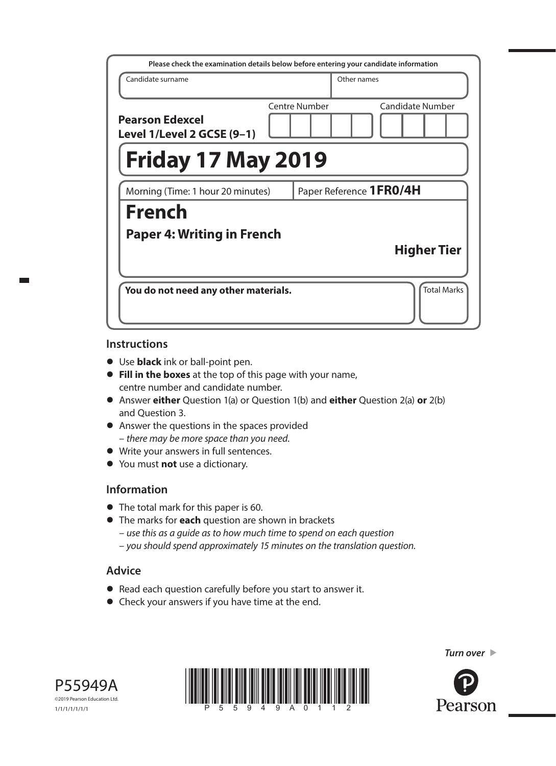Please check the examination details below before entering your candidate information

| Candidate surname | Other names |
| --- | --- |
| | |

**Pearson Edexcel Level 1/Level 2 GCSE (9–1)**

Centre Number | Candidate Number

# Friday 17 May 2019

Morning (Time: 1 hour 20 minutes) | Paper Reference **1FR0/4H**

# French

## Paper 4: Writing in French

**Higher Tier**

**You do not need any other materials.**

Total Marks

## Instructions

- Use **black** ink or ball-point pen.
- **Fill in the boxes** at the top of this page with your name, centre number and candidate number.
- Answer **either** Question 1(a) or Question 1(b) and **either** Question 2(a) **or** 2(b) and Question 3.
- Answer the questions in the spaces provided
  – *there may be more space than you need*.
- Write your answers in full sentences.
- You must **not** use a dictionary.

## Information

- The total mark for this paper is 60.
- The marks for **each** question are shown in brackets
  – *use this as a guide as to how much time to spend on each question*
  – *you should spend approximately 15 minutes on the translation question.*

## Advice

- Read each question carefully before you start to answer it.
- Check your answers if you have time at the end.

*Turn over*

P55949A

©2019 Pearson Education Ltd.

1/1/1/1/1/1/1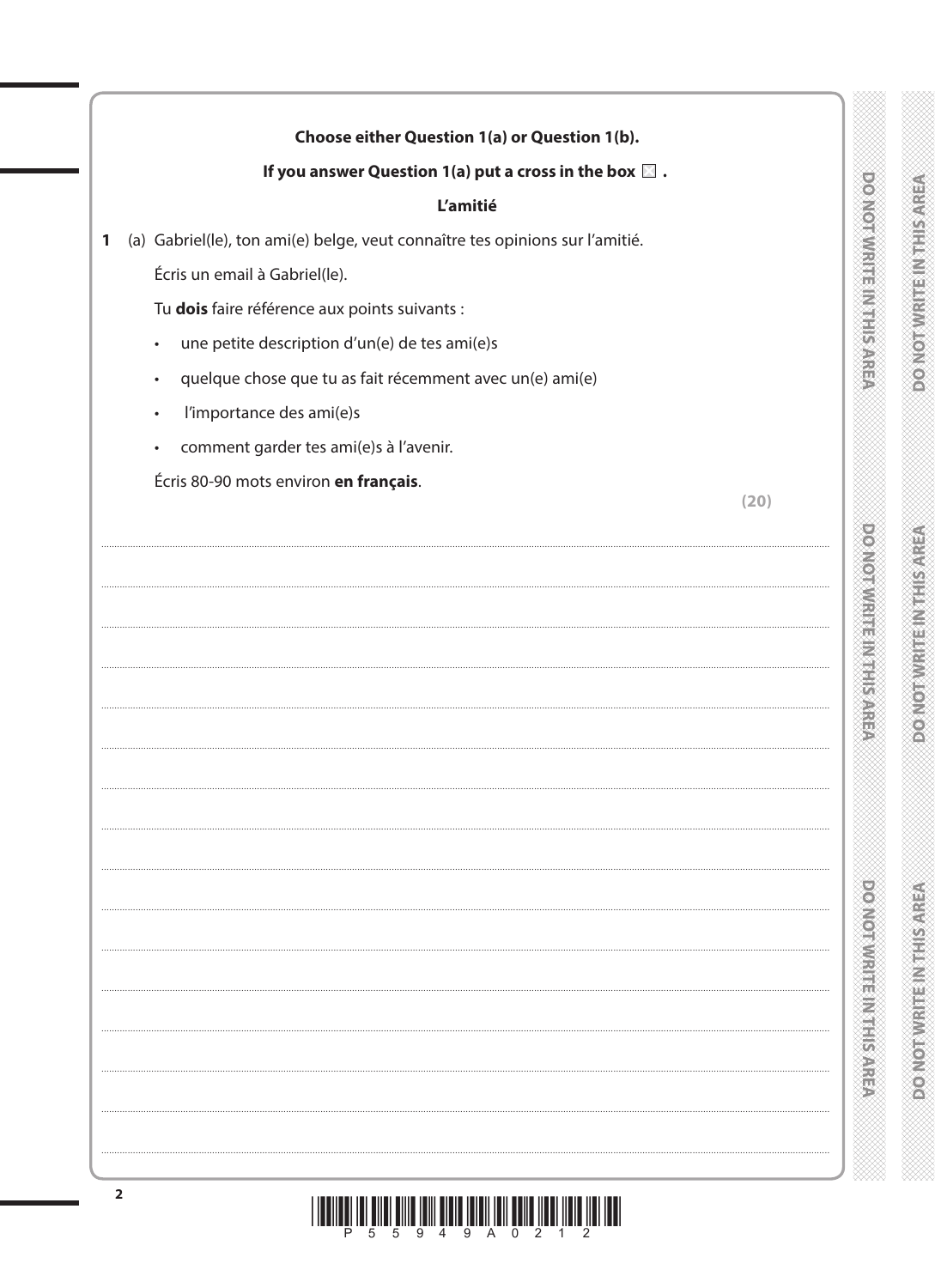**Choose either Question 1(a) or Question 1(b).**

**If you answer Question 1(a) put a cross in the box ☐ .**

**L'amitié**

1 (a) Gabriel(le), ton ami(e) belge, veut connaître tes opinions sur l'amitié.

Écris un email à Gabriel(le).

Tu **dois** faire référence aux points suivants :

- une petite description d'un(e) de tes ami(e)s
- quelque chose que tu as fait récemment avec un(e) ami(e)
- l'importance des ami(e)s
- comment garder tes ami(e)s à l'avenir.

Écris 80-90 mots environ **en français**.

**(20)**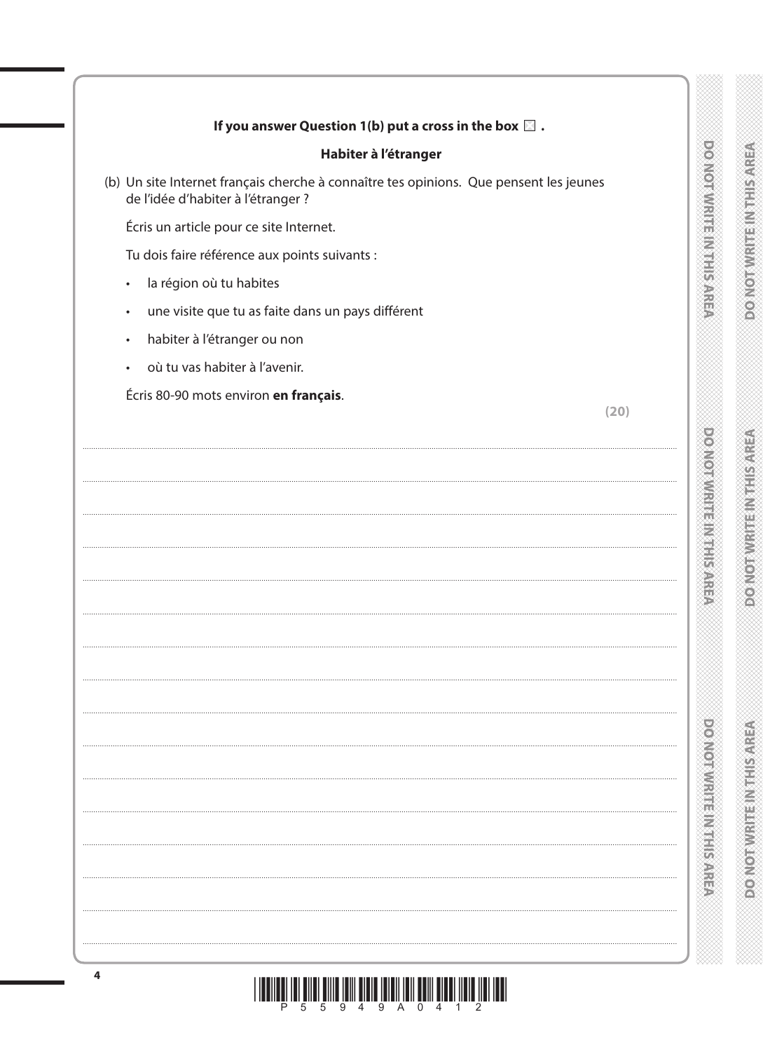**If you answer Question 1(b) put a cross in the box ☐ .**

**Habiter à l'étranger**

(b) Un site Internet français cherche à connaître tes opinions. Que pensent les jeunes de l'idée d'habiter à l'étranger ?

Écris un article pour ce site Internet.

Tu dois faire référence aux points suivants :

- la région où tu habites
- une visite que tu as faite dans un pays différent
- habiter à l'étranger ou non
- où tu vas habiter à l'avenir.

Écris 80-90 mots environ **en français**.

**(20)**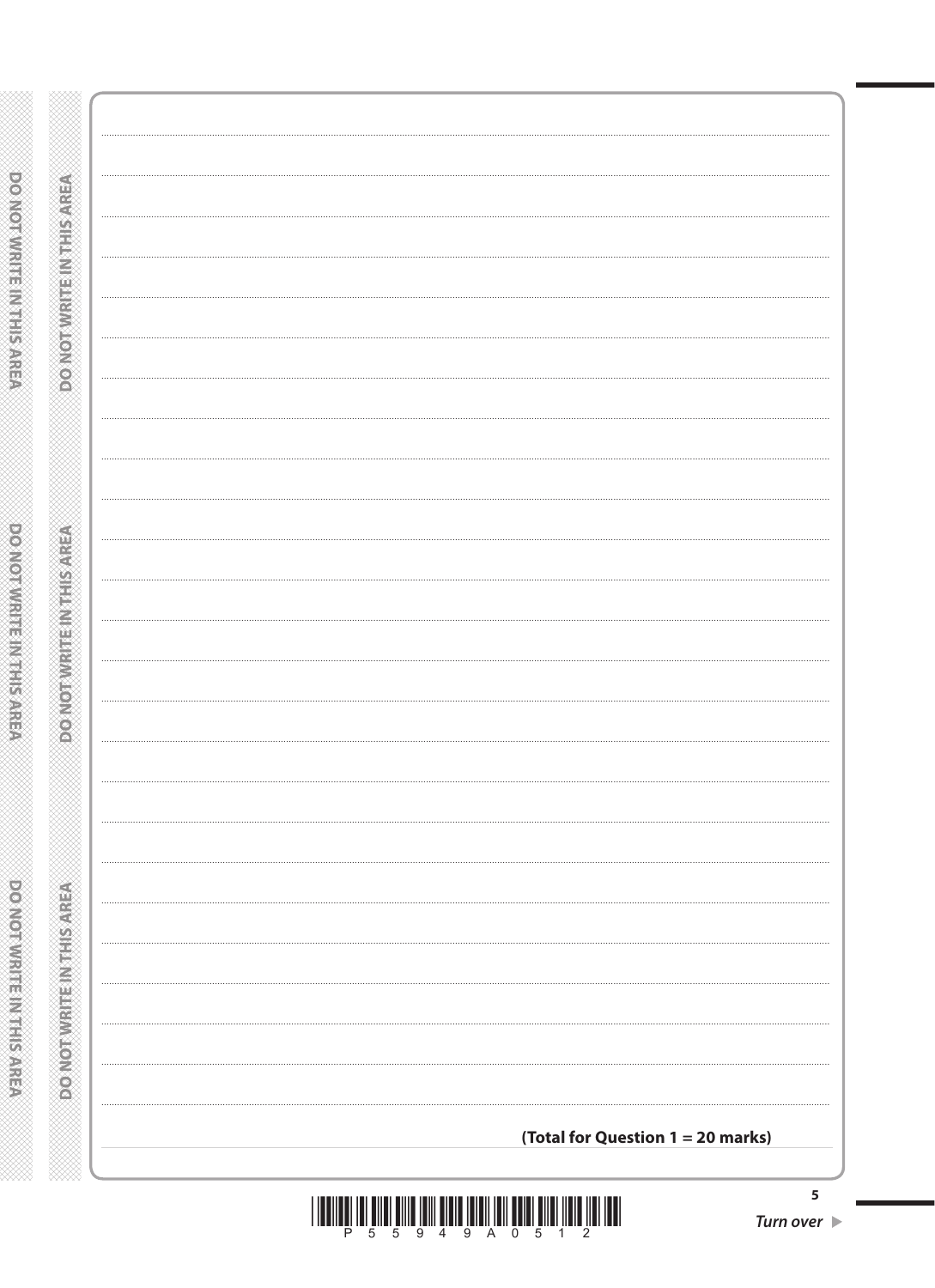**(Total for Question 1 = 20 marks)**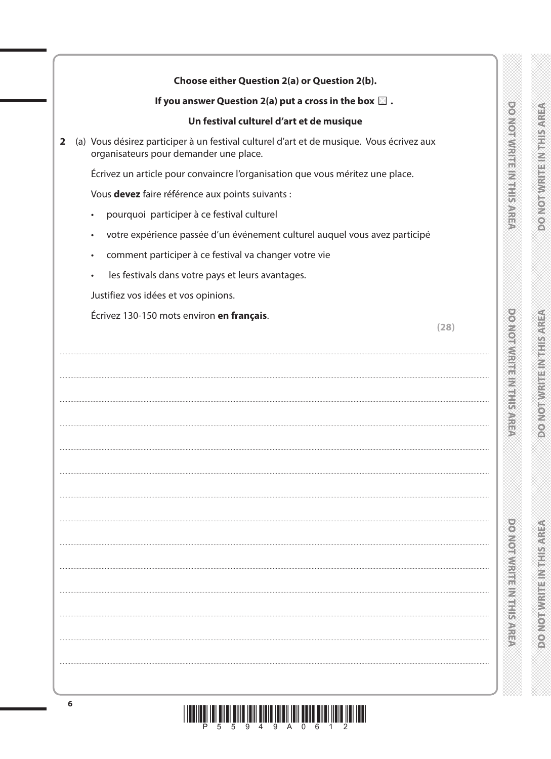**Choose either Question 2(a) or Question 2(b).**

**If you answer Question 2(a) put a cross in the box ☒ .**

**Un festival culturel d'art et de musique**

**2** (a) Vous désirez participer à un festival culturel d'art et de musique. Vous écrivez aux organisateurs pour demander une place.

Écrivez un article pour convaincre l'organisation que vous méritez une place.

Vous **devez** faire référence aux points suivants :

- pourquoi participer à ce festival culturel
- votre expérience passée d'un événement culturel auquel vous avez participé
- comment participer à ce festival va changer votre vie
- les festivals dans votre pays et leurs avantages.

Justifiez vos idées et vos opinions.

Écrivez 130-150 mots environ **en français**.

**(28)**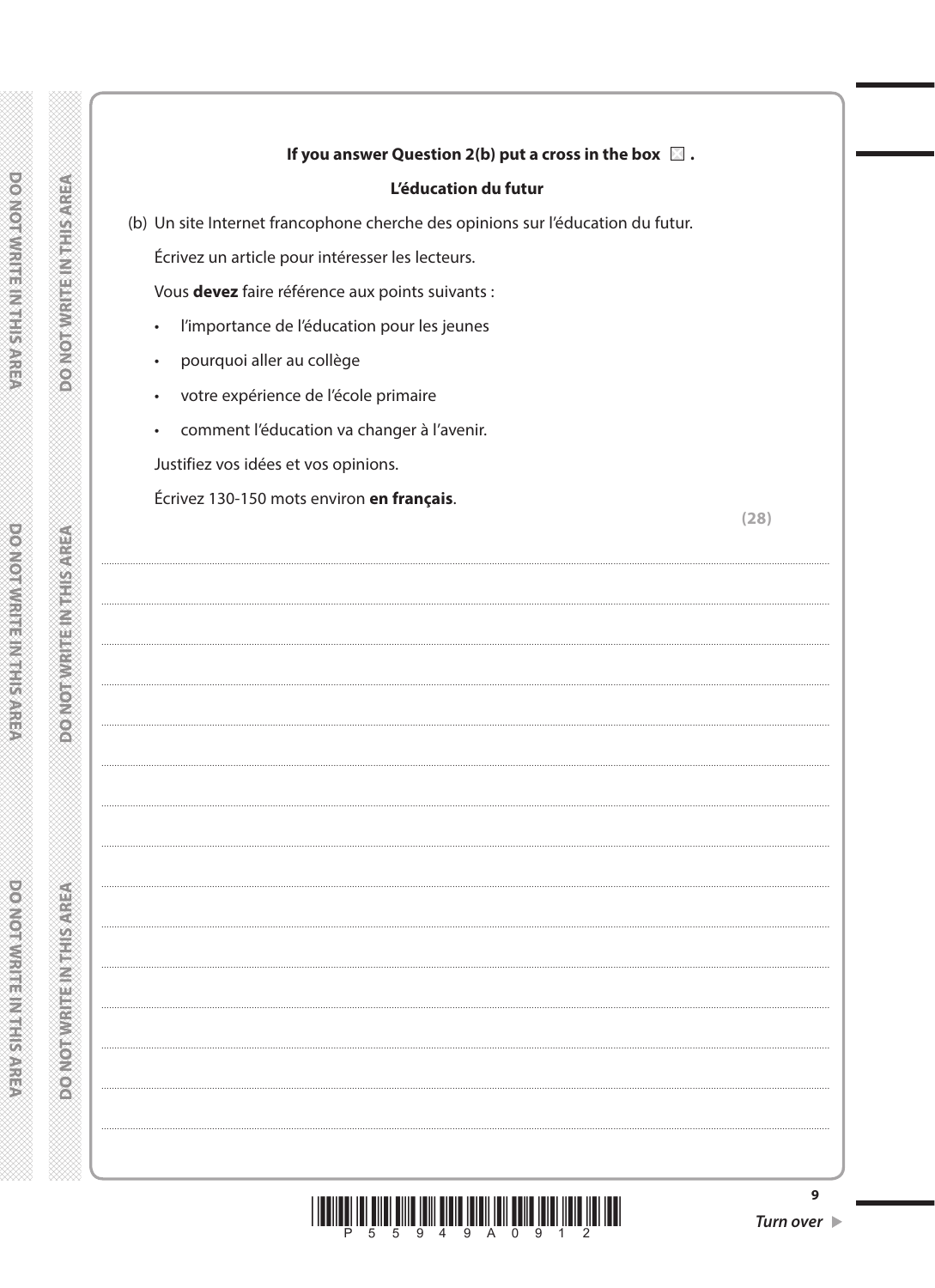**If you answer Question 2(b) put a cross in the box ☒ .**

**L'éducation du futur**

(b) Un site Internet francophone cherche des opinions sur l'éducation du futur.

Écrivez un article pour intéresser les lecteurs.

Vous **devez** faire référence aux points suivants :

- l'importance de l'éducation pour les jeunes
- pourquoi aller au collège
- votre expérience de l'école primaire
- comment l'éducation va changer à l'avenir.

Justifiez vos idées et vos opinions.

Écrivez 130-150 mots environ **en français**.

**(28)**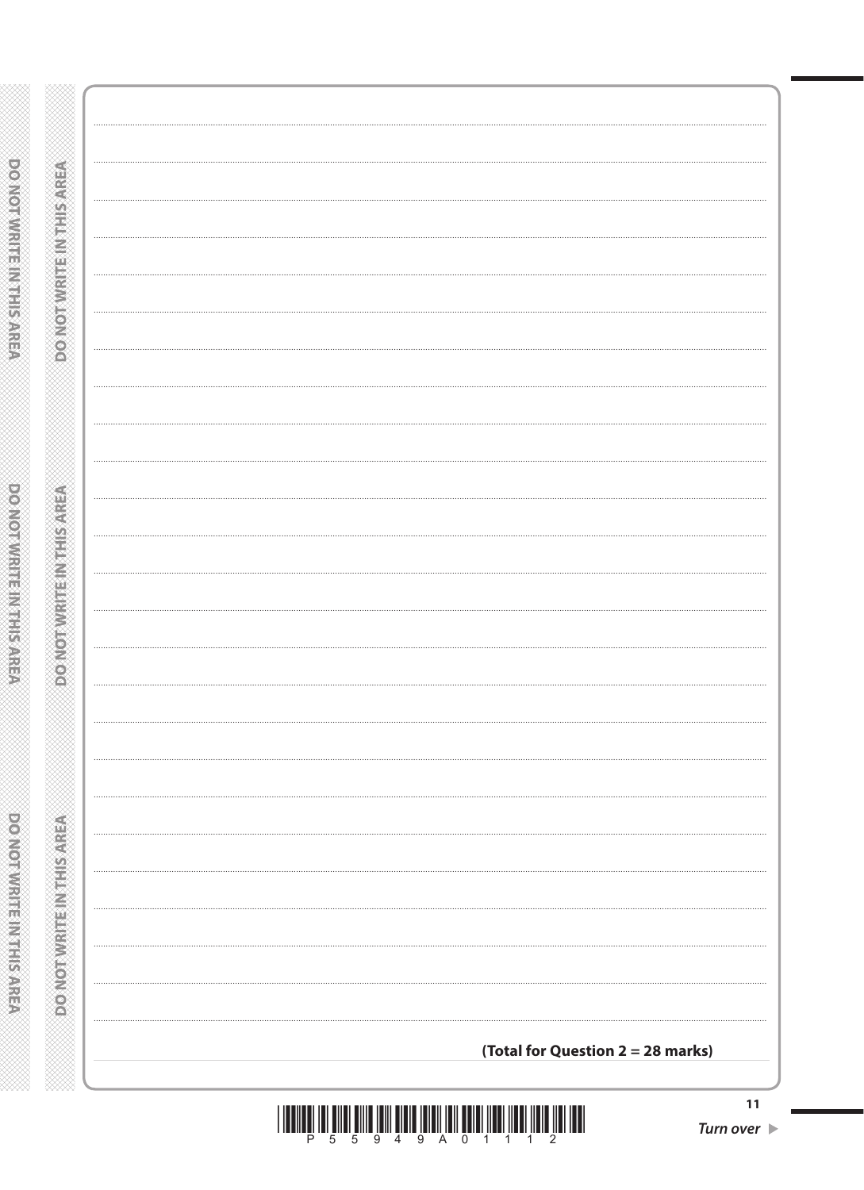**(Total for Question 2 = 28 marks)**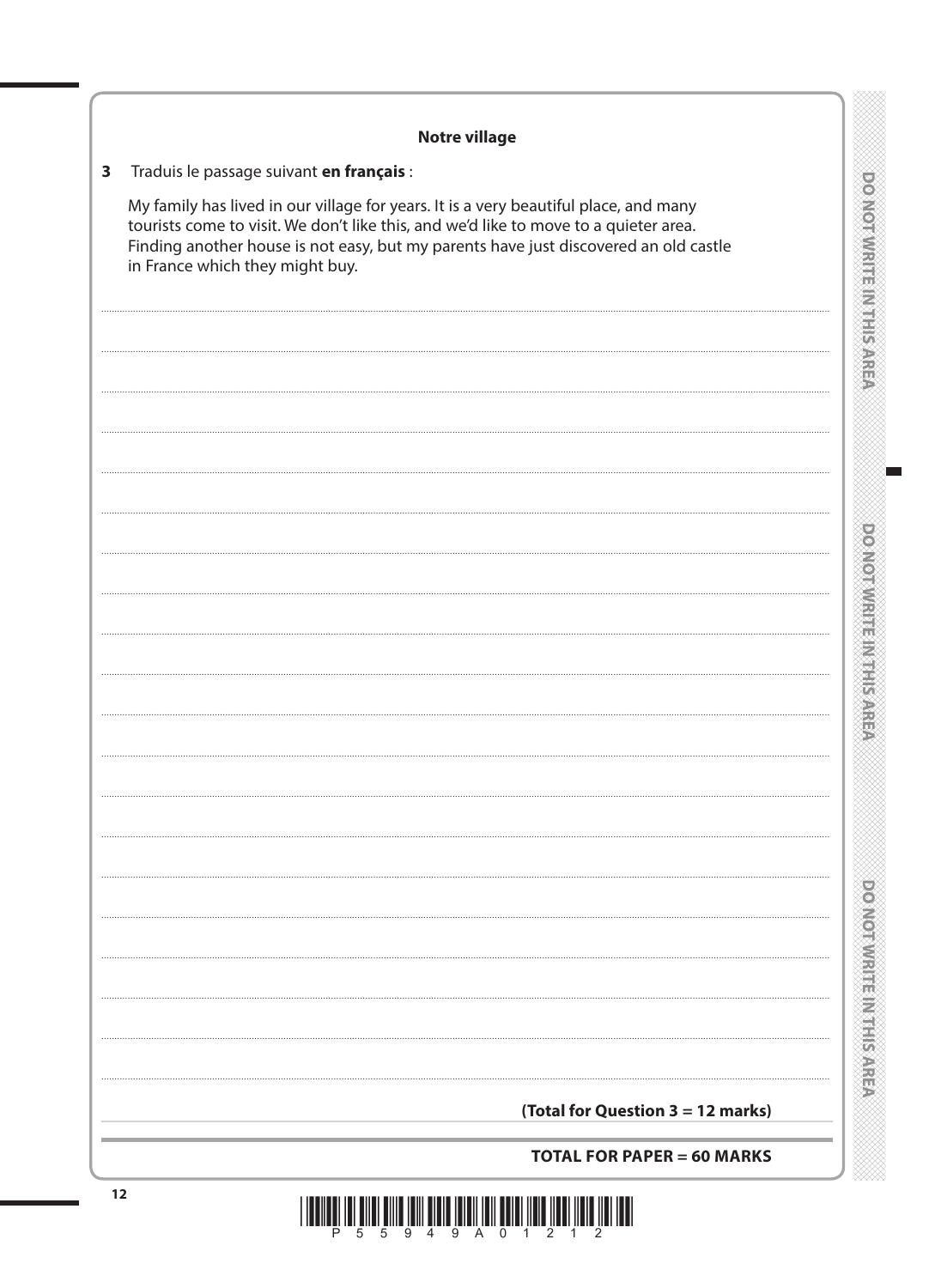**Notre village**

**3** Traduis le passage suivant **en français** :

My family has lived in our village for years. It is a very beautiful place, and many tourists come to visit. We don't like this, and we'd like to move to a quieter area. Finding another house is not easy, but my parents have just discovered an old castle in France which they might buy.

**(Total for Question 3 = 12 marks)**

**TOTAL FOR PAPER = 60 MARKS**